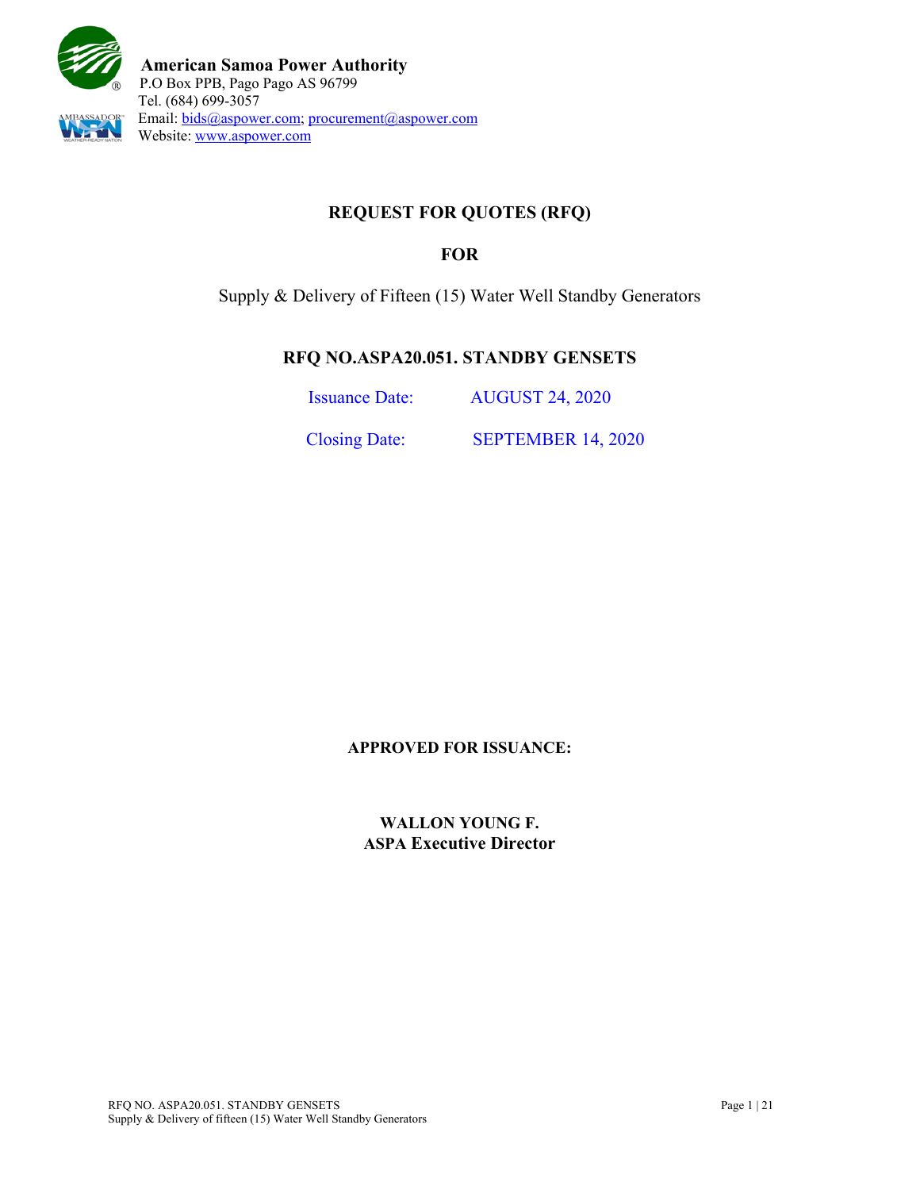**American Samoa Power Authority**
P.O Box PPB, Pago Pago AS 96799
Tel. (684) 699-3057
Email: bids@aspower.com; procurement@aspower.com
Website: www.aspower.com

# REQUEST FOR QUOTES (RFQ)

## FOR

Supply & Delivery of Fifteen (15) Water Well Standby Generators

## RFQ NO.ASPA20.051. STANDBY GENSETS

Issuance Date: AUGUST 24, 2020

Closing Date: SEPTEMBER 14, 2020

**APPROVED FOR ISSUANCE:**

**WALLON YOUNG F.**
**ASPA Executive Director**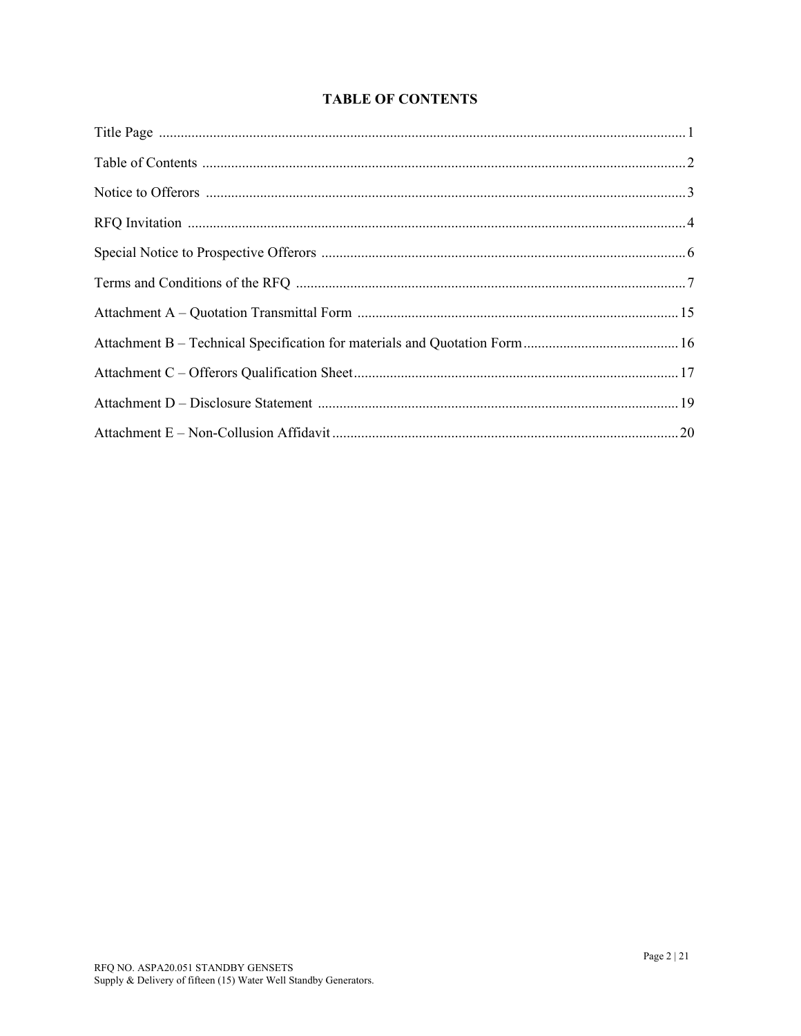# TABLE OF CONTENTS

Title Page ........................................................................................................................................ 1

Table of Contents ............................................................................................................................ 2

Notice to Offerors ............................................................................................................................ 3

RFQ Invitation ................................................................................................................................. 4

Special Notice to Prospective Offerors ............................................................................................ 6

Terms and Conditions of the RFQ ................................................................................................... 7

Attachment A – Quotation Transmittal Form ................................................................................ 15

Attachment B – Technical Specification for materials and Quotation Form ................................. 16

Attachment C – Offerors Qualification Sheet ................................................................................ 17

Attachment D – Disclosure Statement ........................................................................................... 19

Attachment E – Non-Collusion Affidavit ...................................................................................... 20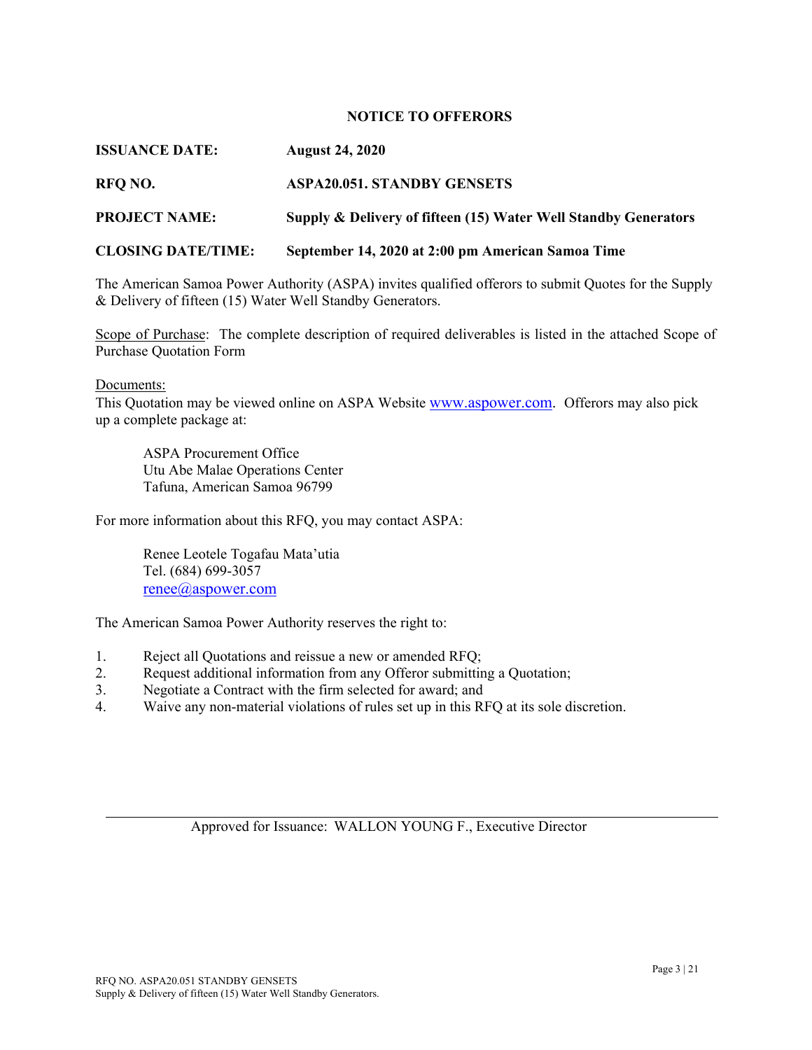## NOTICE TO OFFERORS

**ISSUANCE DATE:** **August 24, 2020**

**RFQ NO.** **ASPA20.051. STANDBY GENSETS**

**PROJECT NAME:** **Supply & Delivery of fifteen (15) Water Well Standby Generators**

**CLOSING DATE/TIME:** **September 14, 2020 at 2:00 pm American Samoa Time**

The American Samoa Power Authority (ASPA) invites qualified offerors to submit Quotes for the Supply & Delivery of fifteen (15) Water Well Standby Generators.

Scope of Purchase: The complete description of required deliverables is listed in the attached Scope of Purchase Quotation Form

Documents:
This Quotation may be viewed online on ASPA Website www.aspower.com. Offerors may also pick up a complete package at:

> ASPA Procurement Office
> Utu Abe Malae Operations Center
> Tafuna, American Samoa 96799

For more information about this RFQ, you may contact ASPA:

> Renee Leotele Togafau Mata'utia
> Tel. (684) 699-3057
> renee@aspower.com

The American Samoa Power Authority reserves the right to:

1. Reject all Quotations and reissue a new or amended RFQ;
2. Request additional information from any Offeror submitting a Quotation;
3. Negotiate a Contract with the firm selected for award; and
4. Waive any non-material violations of rules set up in this RFQ at its sole discretion.

---

Approved for Issuance: WALLON YOUNG F., Executive Director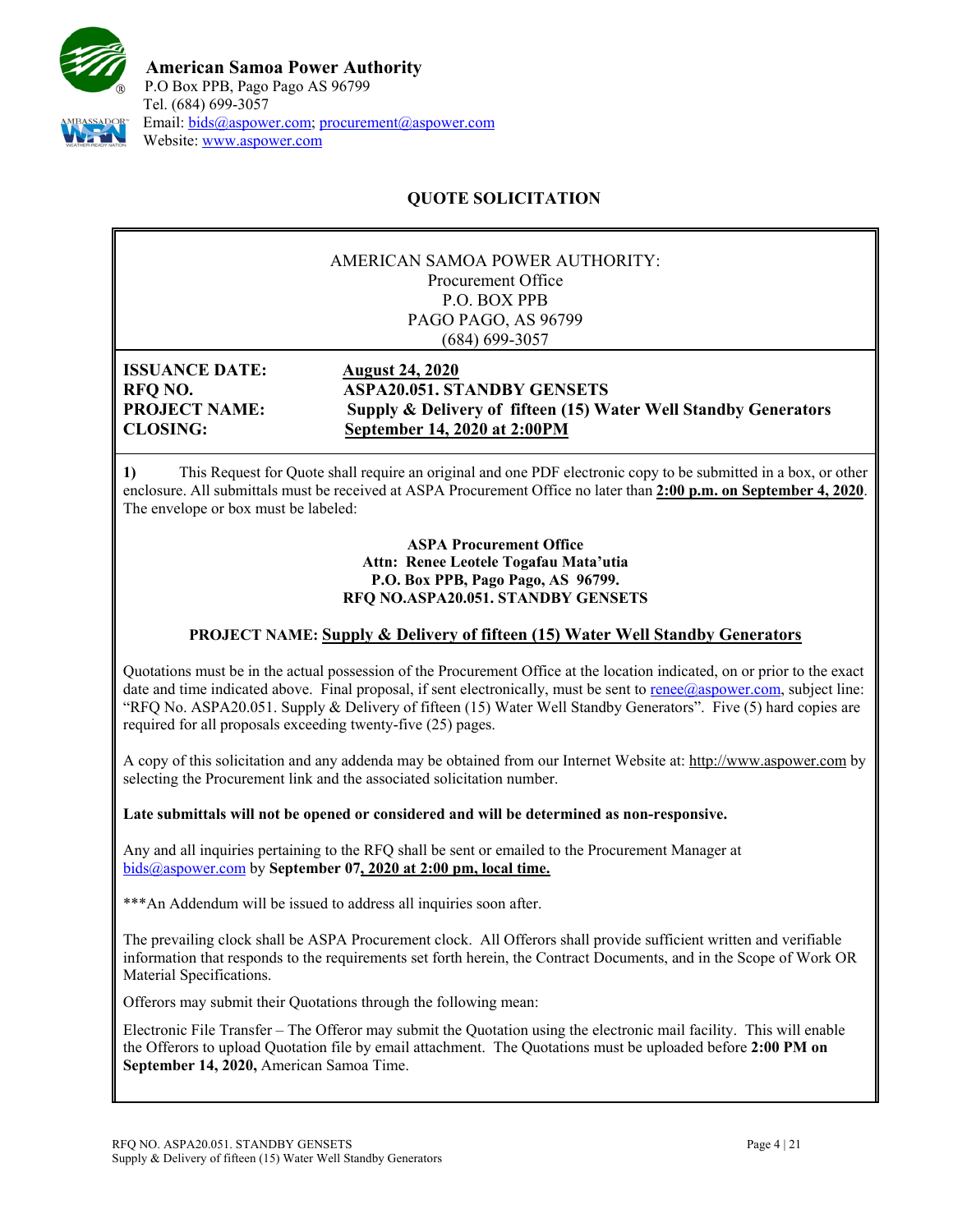**American Samoa Power Authority**
P.O Box PPB, Pago Pago AS 96799
Tel. (684) 699-3057
Email: bids@aspower.com; procurement@aspower.com
Website: www.aspower.com

## QUOTE SOLICITATION

AMERICAN SAMOA POWER AUTHORITY:
Procurement Office
P.O. BOX PPB
PAGO PAGO, AS 96799
(684) 699-3057

| | |
|---|---|
| **ISSUANCE DATE:** | **August 24, 2020** |
| **RFQ NO.** | **ASPA20.051. STANDBY GENSETS** |
| **PROJECT NAME:** | **Supply & Delivery of fifteen (15) Water Well Standby Generators** |
| **CLOSING:** | **September 14, 2020 at 2:00PM** |

**1)** This Request for Quote shall require an original and one PDF electronic copy to be submitted in a box, or other enclosure. All submittals must be received at ASPA Procurement Office no later than **2:00 p.m. on September 4, 2020**. The envelope or box must be labeled:

**ASPA Procurement Office**
**Attn: Renee Leotele Togafau Mata'utia**
**P.O. Box PPB, Pago Pago, AS 96799.**
**RFQ NO.ASPA20.051. STANDBY GENSETS**

**PROJECT NAME: Supply & Delivery of fifteen (15) Water Well Standby Generators**

Quotations must be in the actual possession of the Procurement Office at the location indicated, on or prior to the exact date and time indicated above. Final proposal, if sent electronically, must be sent to renee@aspower.com, subject line: "RFQ No. ASPA20.051. Supply & Delivery of fifteen (15) Water Well Standby Generators". Five (5) hard copies are required for all proposals exceeding twenty-five (25) pages.

A copy of this solicitation and any addenda may be obtained from our Internet Website at: http://www.aspower.com by selecting the Procurement link and the associated solicitation number.

**Late submittals will not be opened or considered and will be determined as non-responsive.**

Any and all inquiries pertaining to the RFQ shall be sent or emailed to the Procurement Manager at bids@aspower.com by **September 07, 2020 at 2:00 pm, local time.**

***An Addendum will be issued to address all inquiries soon after.

The prevailing clock shall be ASPA Procurement clock. All Offerors shall provide sufficient written and verifiable information that responds to the requirements set forth herein, the Contract Documents, and in the Scope of Work OR Material Specifications.

Offerors may submit their Quotations through the following mean:

Electronic File Transfer – The Offeror may submit the Quotation using the electronic mail facility. This will enable the Offerors to upload Quotation file by email attachment. The Quotations must be uploaded before **2:00 PM on September 14, 2020,** American Samoa Time.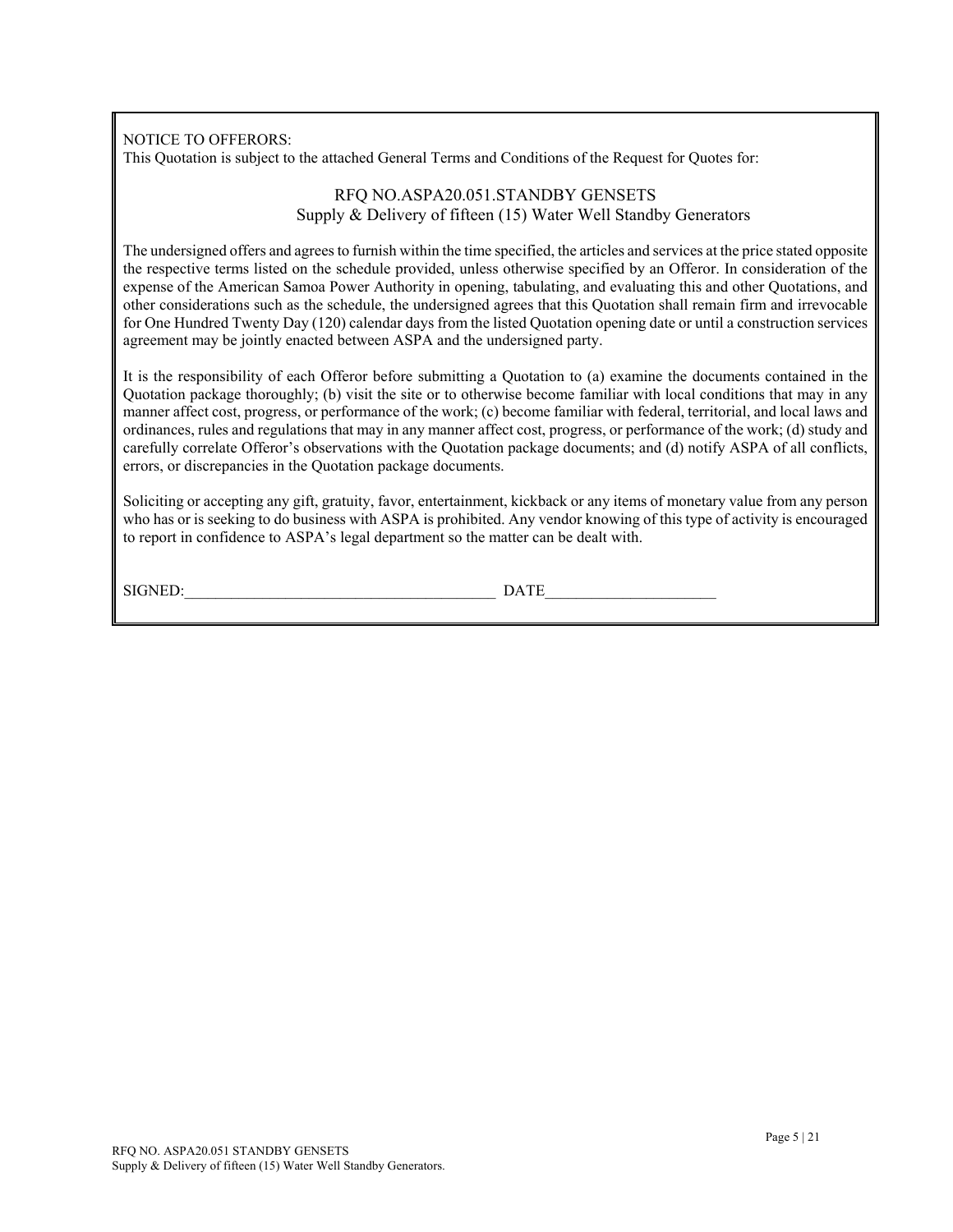NOTICE TO OFFERORS:
This Quotation is subject to the attached General Terms and Conditions of the Request for Quotes for:

RFQ NO.ASPA20.051.STANDBY GENSETS
Supply & Delivery of fifteen (15) Water Well Standby Generators

The undersigned offers and agrees to furnish within the time specified, the articles and services at the price stated opposite the respective terms listed on the schedule provided, unless otherwise specified by an Offeror. In consideration of the expense of the American Samoa Power Authority in opening, tabulating, and evaluating this and other Quotations, and other considerations such as the schedule, the undersigned agrees that this Quotation shall remain firm and irrevocable for One Hundred Twenty Day (120) calendar days from the listed Quotation opening date or until a construction services agreement may be jointly enacted between ASPA and the undersigned party.

It is the responsibility of each Offeror before submitting a Quotation to (a) examine the documents contained in the Quotation package thoroughly; (b) visit the site or to otherwise become familiar with local conditions that may in any manner affect cost, progress, or performance of the work; (c) become familiar with federal, territorial, and local laws and ordinances, rules and regulations that may in any manner affect cost, progress, or performance of the work; (d) study and carefully correlate Offeror's observations with the Quotation package documents; and (d) notify ASPA of all conflicts, errors, or discrepancies in the Quotation package documents.

Soliciting or accepting any gift, gratuity, favor, entertainment, kickback or any items of monetary value from any person who has or is seeking to do business with ASPA is prohibited. Any vendor knowing of this type of activity is encouraged to report in confidence to ASPA's legal department so the matter can be dealt with.

SIGNED:________________________________________ DATE______________________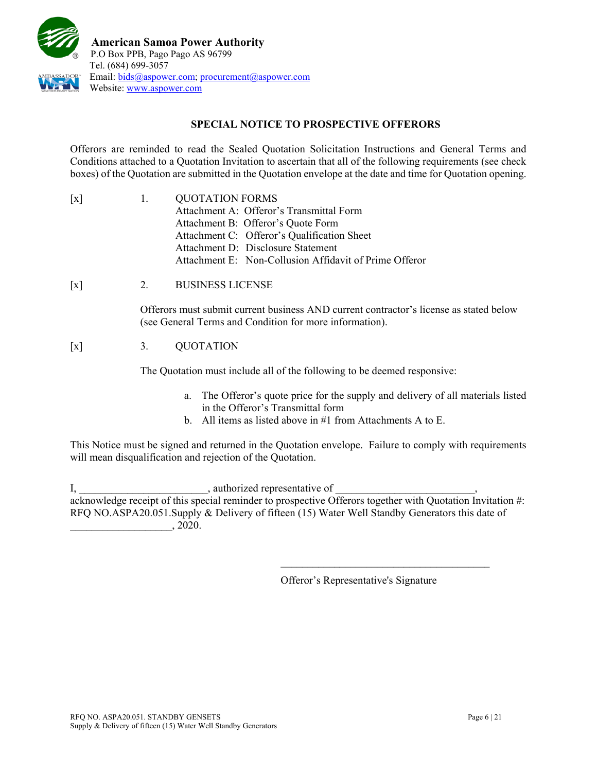**American Samoa Power Authority**
P.O Box PPB, Pago Pago AS 96799
Tel. (684) 699-3057
Email: bids@aspower.com; procurement@aspower.com
Website: www.aspower.com

## SPECIAL NOTICE TO PROSPECTIVE OFFERORS

Offerors are reminded to read the Sealed Quotation Solicitation Instructions and General Terms and Conditions attached to a Quotation Invitation to ascertain that all of the following requirements (see check boxes) of the Quotation are submitted in the Quotation envelope at the date and time for Quotation opening.

[x] 1. QUOTATION FORMS
Attachment A: Offeror's Transmittal Form
Attachment B: Offeror's Quote Form
Attachment C: Offeror's Qualification Sheet
Attachment D: Disclosure Statement
Attachment E: Non-Collusion Affidavit of Prime Offeror

[x] 2. BUSINESS LICENSE

Offerors must submit current business AND current contractor's license as stated below (see General Terms and Condition for more information).

[x] 3. QUOTATION

The Quotation must include all of the following to be deemed responsive:

a. The Offeror's quote price for the supply and delivery of all materials listed in the Offeror's Transmittal form
b. All items as listed above in #1 from Attachments A to E.

This Notice must be signed and returned in the Quotation envelope. Failure to comply with requirements will mean disqualification and rejection of the Quotation.

I, _______________________, authorized representative of _________________________, acknowledge receipt of this special reminder to prospective Offerors together with Quotation Invitation #: RFQ NO.ASPA20.051.Supply & Delivery of fifteen (15) Water Well Standby Generators this date of ___________________, 2020.

_______________________________________
Offeror's Representative's Signature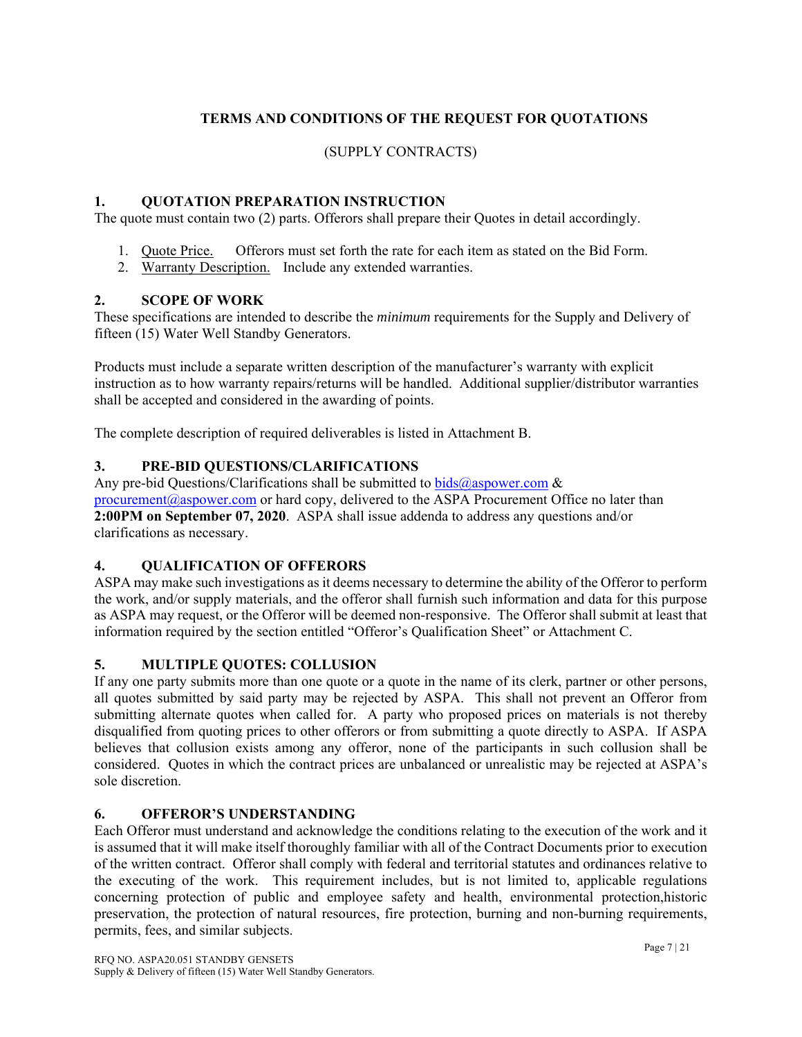# TERMS AND CONDITIONS OF THE REQUEST FOR QUOTATIONS

(SUPPLY CONTRACTS)

## 1. QUOTATION PREPARATION INSTRUCTION

The quote must contain two (2) parts. Offerors shall prepare their Quotes in detail accordingly.

1. Quote Price. Offerors must set forth the rate for each item as stated on the Bid Form.
2. Warranty Description. Include any extended warranties.

## 2. SCOPE OF WORK

These specifications are intended to describe the *minimum* requirements for the Supply and Delivery of fifteen (15) Water Well Standby Generators.

Products must include a separate written description of the manufacturer's warranty with explicit instruction as to how warranty repairs/returns will be handled. Additional supplier/distributor warranties shall be accepted and considered in the awarding of points.

The complete description of required deliverables is listed in Attachment B.

## 3. PRE-BID QUESTIONS/CLARIFICATIONS

Any pre-bid Questions/Clarifications shall be submitted to bids@aspower.com & procurement@aspower.com or hard copy, delivered to the ASPA Procurement Office no later than **2:00PM on September 07, 2020**. ASPA shall issue addenda to address any questions and/or clarifications as necessary.

## 4. QUALIFICATION OF OFFERORS

ASPA may make such investigations as it deems necessary to determine the ability of the Offeror to perform the work, and/or supply materials, and the offeror shall furnish such information and data for this purpose as ASPA may request, or the Offeror will be deemed non-responsive. The Offeror shall submit at least that information required by the section entitled "Offeror's Qualification Sheet" or Attachment C.

## 5. MULTIPLE QUOTES: COLLUSION

If any one party submits more than one quote or a quote in the name of its clerk, partner or other persons, all quotes submitted by said party may be rejected by ASPA. This shall not prevent an Offeror from submitting alternate quotes when called for. A party who proposed prices on materials is not thereby disqualified from quoting prices to other offerors or from submitting a quote directly to ASPA. If ASPA believes that collusion exists among any offeror, none of the participants in such collusion shall be considered. Quotes in which the contract prices are unbalanced or unrealistic may be rejected at ASPA's sole discretion.

## 6. OFFEROR'S UNDERSTANDING

Each Offeror must understand and acknowledge the conditions relating to the execution of the work and it is assumed that it will make itself thoroughly familiar with all of the Contract Documents prior to execution of the written contract. Offeror shall comply with federal and territorial statutes and ordinances relative to the executing of the work. This requirement includes, but is not limited to, applicable regulations concerning protection of public and employee safety and health, environmental protection,historic preservation, the protection of natural resources, fire protection, burning and non-burning requirements, permits, fees, and similar subjects.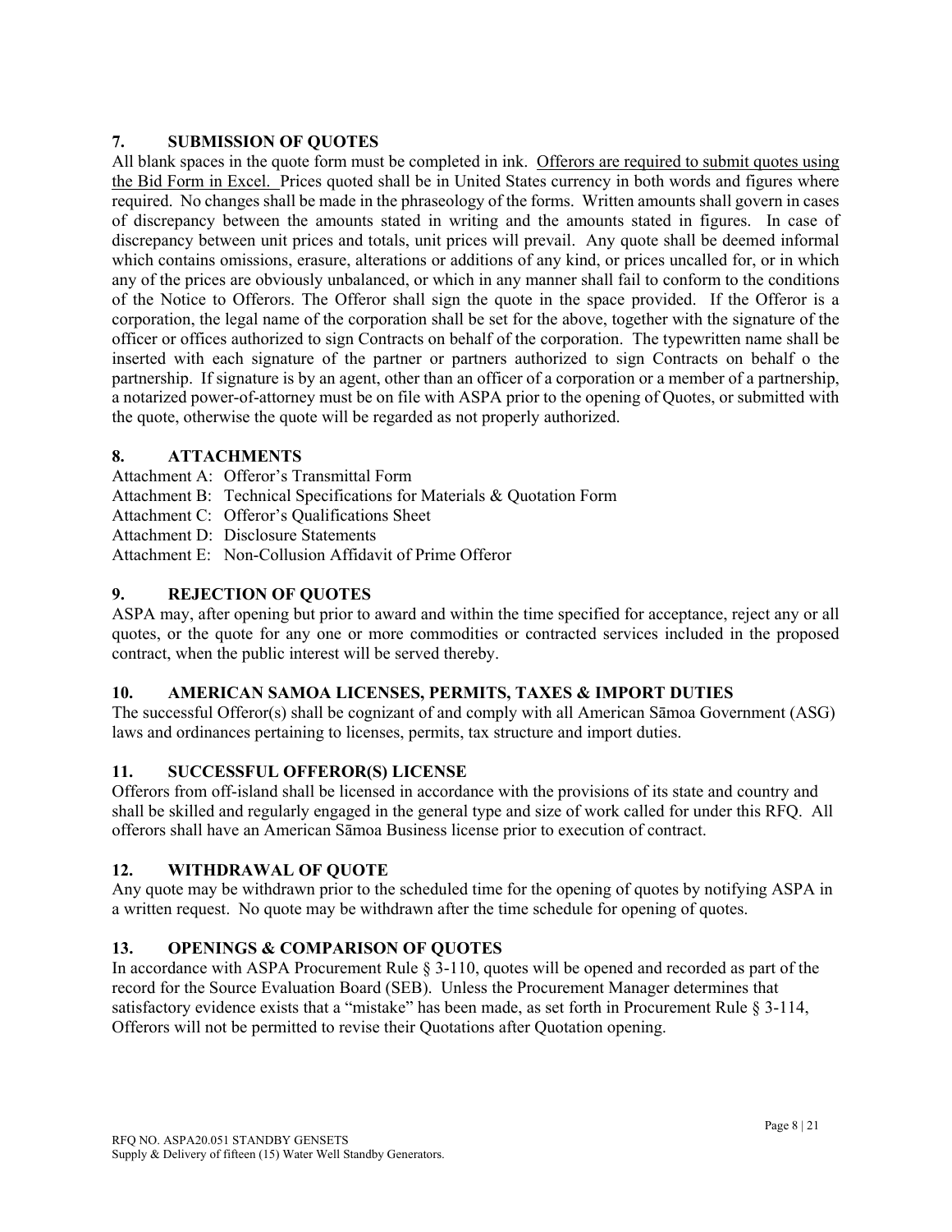## 7. SUBMISSION OF QUOTES

All blank spaces in the quote form must be completed in ink. Offerors are required to submit quotes using the Bid Form in Excel. Prices quoted shall be in United States currency in both words and figures where required. No changes shall be made in the phraseology of the forms. Written amounts shall govern in cases of discrepancy between the amounts stated in writing and the amounts stated in figures. In case of discrepancy between unit prices and totals, unit prices will prevail. Any quote shall be deemed informal which contains omissions, erasure, alterations or additions of any kind, or prices uncalled for, or in which any of the prices are obviously unbalanced, or which in any manner shall fail to conform to the conditions of the Notice to Offerors. The Offeror shall sign the quote in the space provided. If the Offeror is a corporation, the legal name of the corporation shall be set for the above, together with the signature of the officer or offices authorized to sign Contracts on behalf of the corporation. The typewritten name shall be inserted with each signature of the partner or partners authorized to sign Contracts on behalf o the partnership. If signature is by an agent, other than an officer of a corporation or a member of a partnership, a notarized power-of-attorney must be on file with ASPA prior to the opening of Quotes, or submitted with the quote, otherwise the quote will be regarded as not properly authorized.

## 8. ATTACHMENTS

Attachment A: Offeror's Transmittal Form
Attachment B: Technical Specifications for Materials & Quotation Form
Attachment C: Offeror's Qualifications Sheet
Attachment D: Disclosure Statements
Attachment E: Non-Collusion Affidavit of Prime Offeror

## 9. REJECTION OF QUOTES

ASPA may, after opening but prior to award and within the time specified for acceptance, reject any or all quotes, or the quote for any one or more commodities or contracted services included in the proposed contract, when the public interest will be served thereby.

## 10. AMERICAN SAMOA LICENSES, PERMITS, TAXES & IMPORT DUTIES

The successful Offeror(s) shall be cognizant of and comply with all American Sāmoa Government (ASG) laws and ordinances pertaining to licenses, permits, tax structure and import duties.

## 11. SUCCESSFUL OFFEROR(S) LICENSE

Offerors from off-island shall be licensed in accordance with the provisions of its state and country and shall be skilled and regularly engaged in the general type and size of work called for under this RFQ. All offerors shall have an American Sāmoa Business license prior to execution of contract.

## 12. WITHDRAWAL OF QUOTE

Any quote may be withdrawn prior to the scheduled time for the opening of quotes by notifying ASPA in a written request. No quote may be withdrawn after the time schedule for opening of quotes.

## 13. OPENINGS & COMPARISON OF QUOTES

In accordance with ASPA Procurement Rule § 3-110, quotes will be opened and recorded as part of the record for the Source Evaluation Board (SEB). Unless the Procurement Manager determines that satisfactory evidence exists that a "mistake" has been made, as set forth in Procurement Rule § 3-114, Offerors will not be permitted to revise their Quotations after Quotation opening.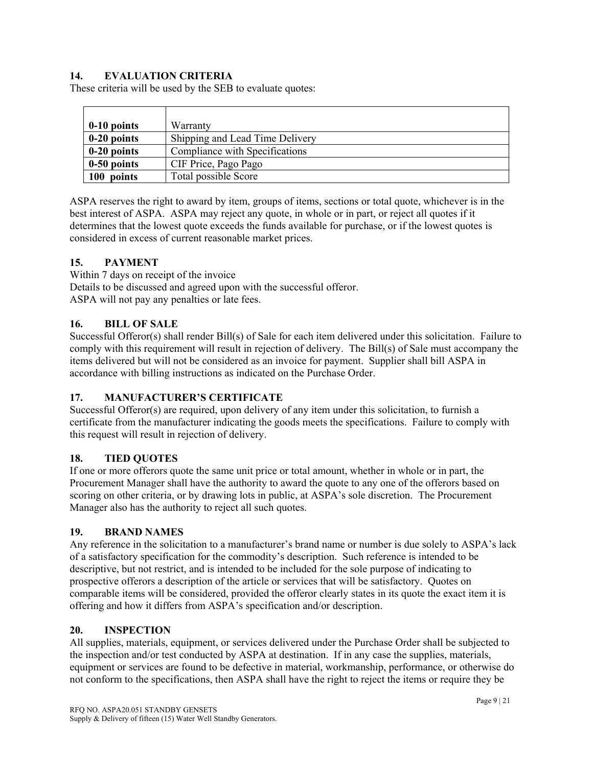## 14. EVALUATION CRITERIA

These criteria will be used by the SEB to evaluate quotes:

| | |
|---|---|
| **0-10 points** | Warranty |
| **0-20 points** | Shipping and Lead Time Delivery |
| **0-20 points** | Compliance with Specifications |
| **0-50 points** | CIF Price, Pago Pago |
| **100 points** | Total possible Score |

ASPA reserves the right to award by item, groups of items, sections or total quote, whichever is in the best interest of ASPA. ASPA may reject any quote, in whole or in part, or reject all quotes if it determines that the lowest quote exceeds the funds available for purchase, or if the lowest quotes is considered in excess of current reasonable market prices.

## 15. PAYMENT

Within 7 days on receipt of the invoice
Details to be discussed and agreed upon with the successful offeror.
ASPA will not pay any penalties or late fees.

## 16. BILL OF SALE

Successful Offeror(s) shall render Bill(s) of Sale for each item delivered under this solicitation. Failure to comply with this requirement will result in rejection of delivery. The Bill(s) of Sale must accompany the items delivered but will not be considered as an invoice for payment. Supplier shall bill ASPA in accordance with billing instructions as indicated on the Purchase Order.

## 17. MANUFACTURER'S CERTIFICATE

Successful Offeror(s) are required, upon delivery of any item under this solicitation, to furnish a certificate from the manufacturer indicating the goods meets the specifications. Failure to comply with this request will result in rejection of delivery.

## 18. TIED QUOTES

If one or more offerors quote the same unit price or total amount, whether in whole or in part, the Procurement Manager shall have the authority to award the quote to any one of the offerors based on scoring on other criteria, or by drawing lots in public, at ASPA's sole discretion. The Procurement Manager also has the authority to reject all such quotes.

## 19. BRAND NAMES

Any reference in the solicitation to a manufacturer's brand name or number is due solely to ASPA's lack of a satisfactory specification for the commodity's description. Such reference is intended to be descriptive, but not restrict, and is intended to be included for the sole purpose of indicating to prospective offerors a description of the article or services that will be satisfactory. Quotes on comparable items will be considered, provided the offeror clearly states in its quote the exact item it is offering and how it differs from ASPA's specification and/or description.

## 20. INSPECTION

All supplies, materials, equipment, or services delivered under the Purchase Order shall be subjected to the inspection and/or test conducted by ASPA at destination. If in any case the supplies, materials, equipment or services are found to be defective in material, workmanship, performance, or otherwise do not conform to the specifications, then ASPA shall have the right to reject the items or require they be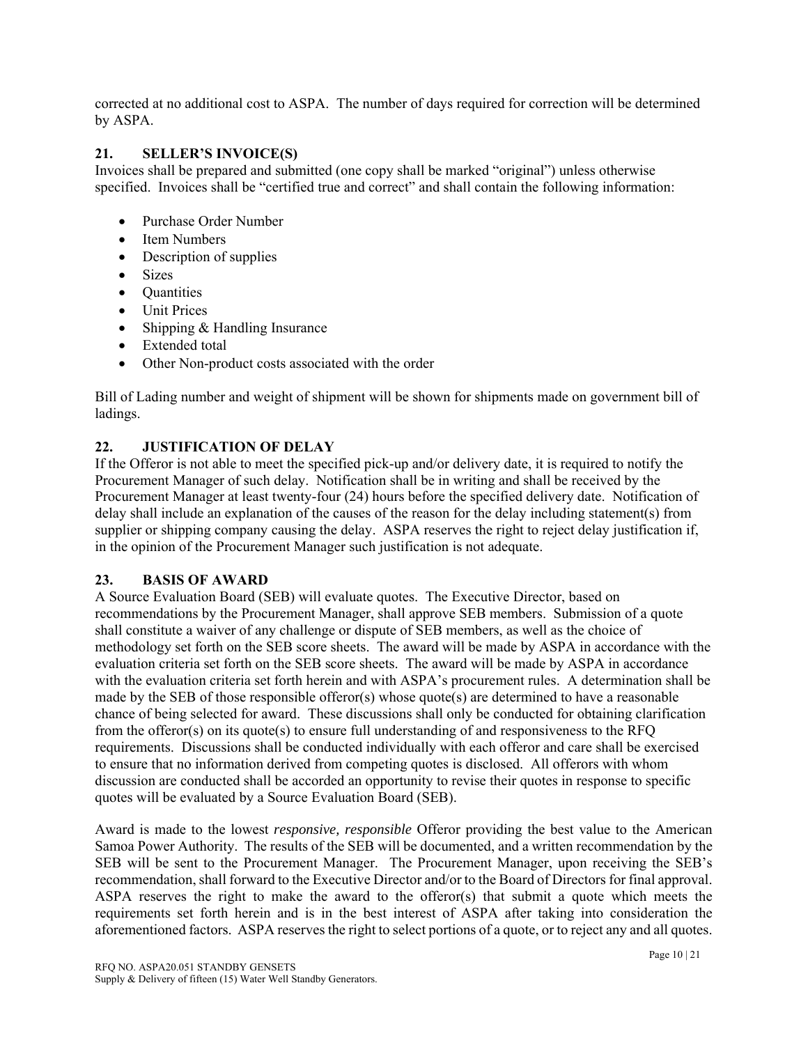corrected at no additional cost to ASPA. The number of days required for correction will be determined by ASPA.

## 21. SELLER'S INVOICE(S)

Invoices shall be prepared and submitted (one copy shall be marked "original") unless otherwise specified. Invoices shall be "certified true and correct" and shall contain the following information:

- Purchase Order Number
- Item Numbers
- Description of supplies
- Sizes
- Quantities
- Unit Prices
- Shipping & Handling Insurance
- Extended total
- Other Non-product costs associated with the order

Bill of Lading number and weight of shipment will be shown for shipments made on government bill of ladings.

## 22. JUSTIFICATION OF DELAY

If the Offeror is not able to meet the specified pick-up and/or delivery date, it is required to notify the Procurement Manager of such delay. Notification shall be in writing and shall be received by the Procurement Manager at least twenty-four (24) hours before the specified delivery date. Notification of delay shall include an explanation of the causes of the reason for the delay including statement(s) from supplier or shipping company causing the delay. ASPA reserves the right to reject delay justification if, in the opinion of the Procurement Manager such justification is not adequate.

## 23. BASIS OF AWARD

A Source Evaluation Board (SEB) will evaluate quotes. The Executive Director, based on recommendations by the Procurement Manager, shall approve SEB members. Submission of a quote shall constitute a waiver of any challenge or dispute of SEB members, as well as the choice of methodology set forth on the SEB score sheets. The award will be made by ASPA in accordance with the evaluation criteria set forth on the SEB score sheets. The award will be made by ASPA in accordance with the evaluation criteria set forth herein and with ASPA's procurement rules. A determination shall be made by the SEB of those responsible offeror(s) whose quote(s) are determined to have a reasonable chance of being selected for award. These discussions shall only be conducted for obtaining clarification from the offeror(s) on its quote(s) to ensure full understanding of and responsiveness to the RFQ requirements. Discussions shall be conducted individually with each offeror and care shall be exercised to ensure that no information derived from competing quotes is disclosed. All offerors with whom discussion are conducted shall be accorded an opportunity to revise their quotes in response to specific quotes will be evaluated by a Source Evaluation Board (SEB).

Award is made to the lowest *responsive, responsible* Offeror providing the best value to the American Samoa Power Authority. The results of the SEB will be documented, and a written recommendation by the SEB will be sent to the Procurement Manager. The Procurement Manager, upon receiving the SEB's recommendation, shall forward to the Executive Director and/or to the Board of Directors for final approval. ASPA reserves the right to make the award to the offeror(s) that submit a quote which meets the requirements set forth herein and is in the best interest of ASPA after taking into consideration the aforementioned factors. ASPA reserves the right to select portions of a quote, or to reject any and all quotes.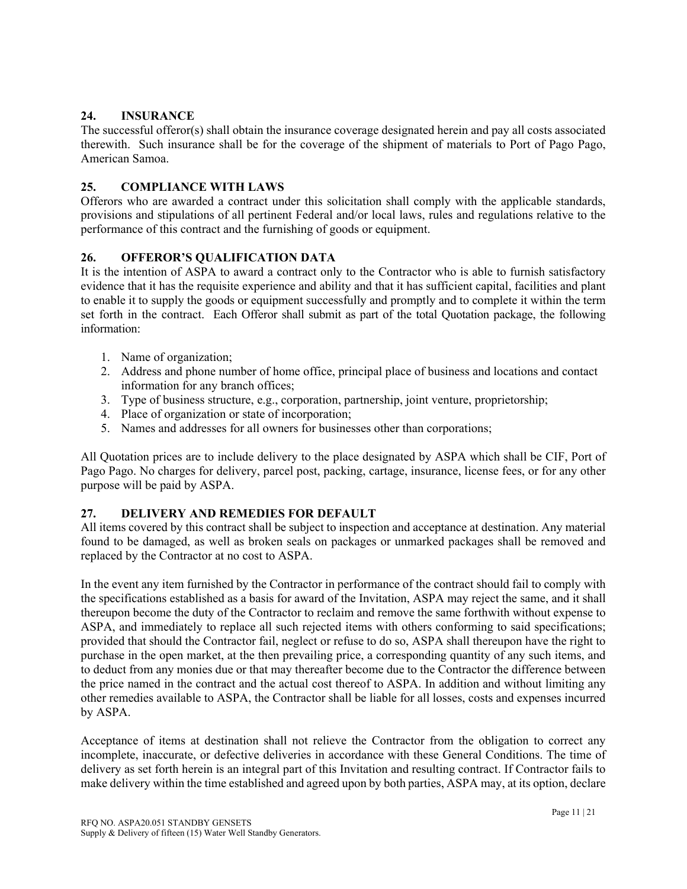## 24. INSURANCE

The successful offeror(s) shall obtain the insurance coverage designated herein and pay all costs associated therewith. Such insurance shall be for the coverage of the shipment of materials to Port of Pago Pago, American Samoa.

## 25. COMPLIANCE WITH LAWS

Offerors who are awarded a contract under this solicitation shall comply with the applicable standards, provisions and stipulations of all pertinent Federal and/or local laws, rules and regulations relative to the performance of this contract and the furnishing of goods or equipment.

## 26. OFFEROR'S QUALIFICATION DATA

It is the intention of ASPA to award a contract only to the Contractor who is able to furnish satisfactory evidence that it has the requisite experience and ability and that it has sufficient capital, facilities and plant to enable it to supply the goods or equipment successfully and promptly and to complete it within the term set forth in the contract. Each Offeror shall submit as part of the total Quotation package, the following information:

1. Name of organization;
2. Address and phone number of home office, principal place of business and locations and contact information for any branch offices;
3. Type of business structure, e.g., corporation, partnership, joint venture, proprietorship;
4. Place of organization or state of incorporation;
5. Names and addresses for all owners for businesses other than corporations;

All Quotation prices are to include delivery to the place designated by ASPA which shall be CIF, Port of Pago Pago. No charges for delivery, parcel post, packing, cartage, insurance, license fees, or for any other purpose will be paid by ASPA.

## 27. DELIVERY AND REMEDIES FOR DEFAULT

All items covered by this contract shall be subject to inspection and acceptance at destination. Any material found to be damaged, as well as broken seals on packages or unmarked packages shall be removed and replaced by the Contractor at no cost to ASPA.

In the event any item furnished by the Contractor in performance of the contract should fail to comply with the specifications established as a basis for award of the Invitation, ASPA may reject the same, and it shall thereupon become the duty of the Contractor to reclaim and remove the same forthwith without expense to ASPA, and immediately to replace all such rejected items with others conforming to said specifications; provided that should the Contractor fail, neglect or refuse to do so, ASPA shall thereupon have the right to purchase in the open market, at the then prevailing price, a corresponding quantity of any such items, and to deduct from any monies due or that may thereafter become due to the Contractor the difference between the price named in the contract and the actual cost thereof to ASPA. In addition and without limiting any other remedies available to ASPA, the Contractor shall be liable for all losses, costs and expenses incurred by ASPA.

Acceptance of items at destination shall not relieve the Contractor from the obligation to correct any incomplete, inaccurate, or defective deliveries in accordance with these General Conditions. The time of delivery as set forth herein is an integral part of this Invitation and resulting contract. If Contractor fails to make delivery within the time established and agreed upon by both parties, ASPA may, at its option, declare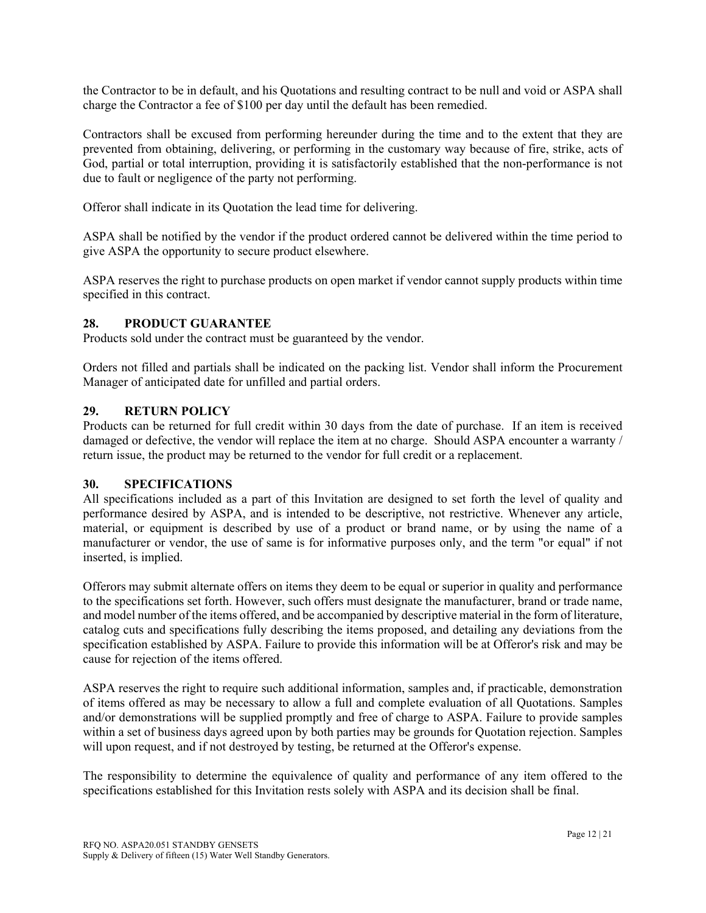the Contractor to be in default, and his Quotations and resulting contract to be null and void or ASPA shall charge the Contractor a fee of $100 per day until the default has been remedied.

Contractors shall be excused from performing hereunder during the time and to the extent that they are prevented from obtaining, delivering, or performing in the customary way because of fire, strike, acts of God, partial or total interruption, providing it is satisfactorily established that the non-performance is not due to fault or negligence of the party not performing.

Offeror shall indicate in its Quotation the lead time for delivering.

ASPA shall be notified by the vendor if the product ordered cannot be delivered within the time period to give ASPA the opportunity to secure product elsewhere.

ASPA reserves the right to purchase products on open market if vendor cannot supply products within time specified in this contract.

## 28. PRODUCT GUARANTEE

Products sold under the contract must be guaranteed by the vendor.

Orders not filled and partials shall be indicated on the packing list. Vendor shall inform the Procurement Manager of anticipated date for unfilled and partial orders.

## 29. RETURN POLICY

Products can be returned for full credit within 30 days from the date of purchase. If an item is received damaged or defective, the vendor will replace the item at no charge. Should ASPA encounter a warranty / return issue, the product may be returned to the vendor for full credit or a replacement.

## 30. SPECIFICATIONS

All specifications included as a part of this Invitation are designed to set forth the level of quality and performance desired by ASPA, and is intended to be descriptive, not restrictive. Whenever any article, material, or equipment is described by use of a product or brand name, or by using the name of a manufacturer or vendor, the use of same is for informative purposes only, and the term "or equal" if not inserted, is implied.

Offerors may submit alternate offers on items they deem to be equal or superior in quality and performance to the specifications set forth. However, such offers must designate the manufacturer, brand or trade name, and model number of the items offered, and be accompanied by descriptive material in the form of literature, catalog cuts and specifications fully describing the items proposed, and detailing any deviations from the specification established by ASPA. Failure to provide this information will be at Offeror's risk and may be cause for rejection of the items offered.

ASPA reserves the right to require such additional information, samples and, if practicable, demonstration of items offered as may be necessary to allow a full and complete evaluation of all Quotations. Samples and/or demonstrations will be supplied promptly and free of charge to ASPA. Failure to provide samples within a set of business days agreed upon by both parties may be grounds for Quotation rejection. Samples will upon request, and if not destroyed by testing, be returned at the Offeror's expense.

The responsibility to determine the equivalence of quality and performance of any item offered to the specifications established for this Invitation rests solely with ASPA and its decision shall be final.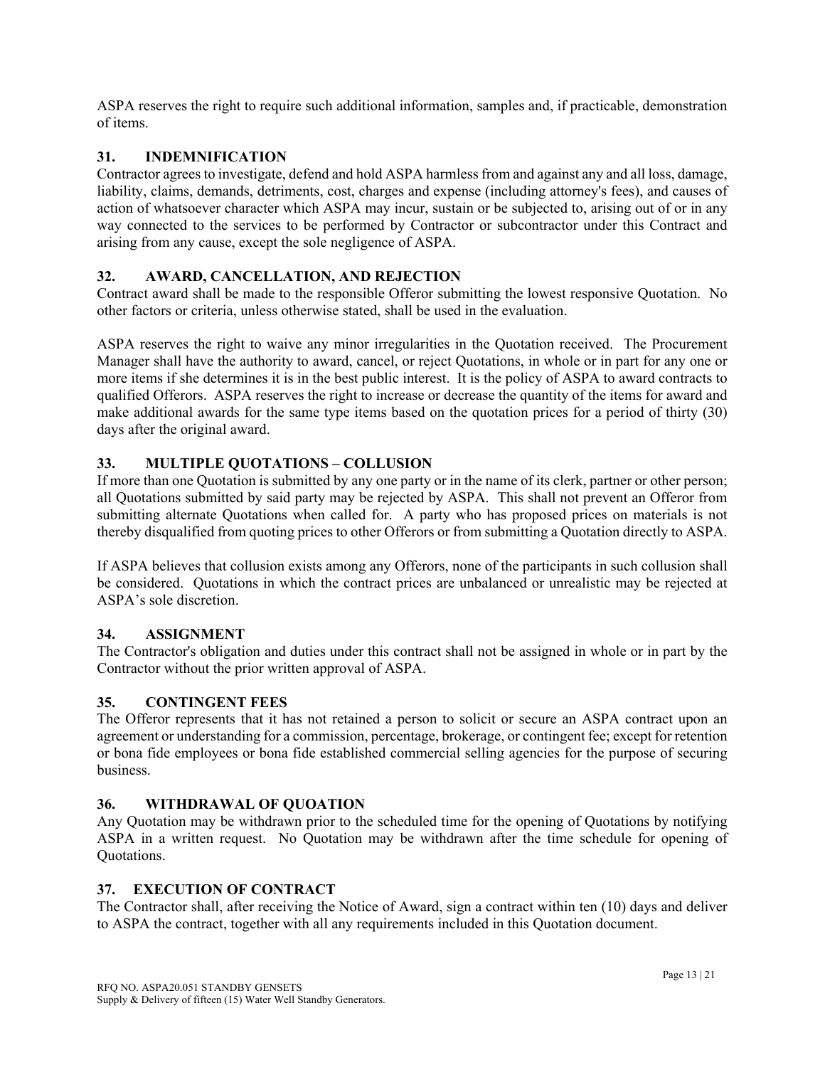ASPA reserves the right to require such additional information, samples and, if practicable, demonstration of items.

### 31. INDEMNIFICATION

Contractor agrees to investigate, defend and hold ASPA harmless from and against any and all loss, damage, liability, claims, demands, detriments, cost, charges and expense (including attorney's fees), and causes of action of whatsoever character which ASPA may incur, sustain or be subjected to, arising out of or in any way connected to the services to be performed by Contractor or subcontractor under this Contract and arising from any cause, except the sole negligence of ASPA.

### 32. AWARD, CANCELLATION, AND REJECTION

Contract award shall be made to the responsible Offeror submitting the lowest responsive Quotation. No other factors or criteria, unless otherwise stated, shall be used in the evaluation.

ASPA reserves the right to waive any minor irregularities in the Quotation received. The Procurement Manager shall have the authority to award, cancel, or reject Quotations, in whole or in part for any one or more items if she determines it is in the best public interest. It is the policy of ASPA to award contracts to qualified Offerors. ASPA reserves the right to increase or decrease the quantity of the items for award and make additional awards for the same type items based on the quotation prices for a period of thirty (30) days after the original award.

### 33. MULTIPLE QUOTATIONS – COLLUSION

If more than one Quotation is submitted by any one party or in the name of its clerk, partner or other person; all Quotations submitted by said party may be rejected by ASPA. This shall not prevent an Offeror from submitting alternate Quotations when called for. A party who has proposed prices on materials is not thereby disqualified from quoting prices to other Offerors or from submitting a Quotation directly to ASPA.

If ASPA believes that collusion exists among any Offerors, none of the participants in such collusion shall be considered. Quotations in which the contract prices are unbalanced or unrealistic may be rejected at ASPA's sole discretion.

### 34. ASSIGNMENT

The Contractor's obligation and duties under this contract shall not be assigned in whole or in part by the Contractor without the prior written approval of ASPA.

### 35. CONTINGENT FEES

The Offeror represents that it has not retained a person to solicit or secure an ASPA contract upon an agreement or understanding for a commission, percentage, brokerage, or contingent fee; except for retention or bona fide employees or bona fide established commercial selling agencies for the purpose of securing business.

### 36. WITHDRAWAL OF QUOATION

Any Quotation may be withdrawn prior to the scheduled time for the opening of Quotations by notifying ASPA in a written request. No Quotation may be withdrawn after the time schedule for opening of Quotations.

### 37. EXECUTION OF CONTRACT

The Contractor shall, after receiving the Notice of Award, sign a contract within ten (10) days and deliver to ASPA the contract, together with all any requirements included in this Quotation document.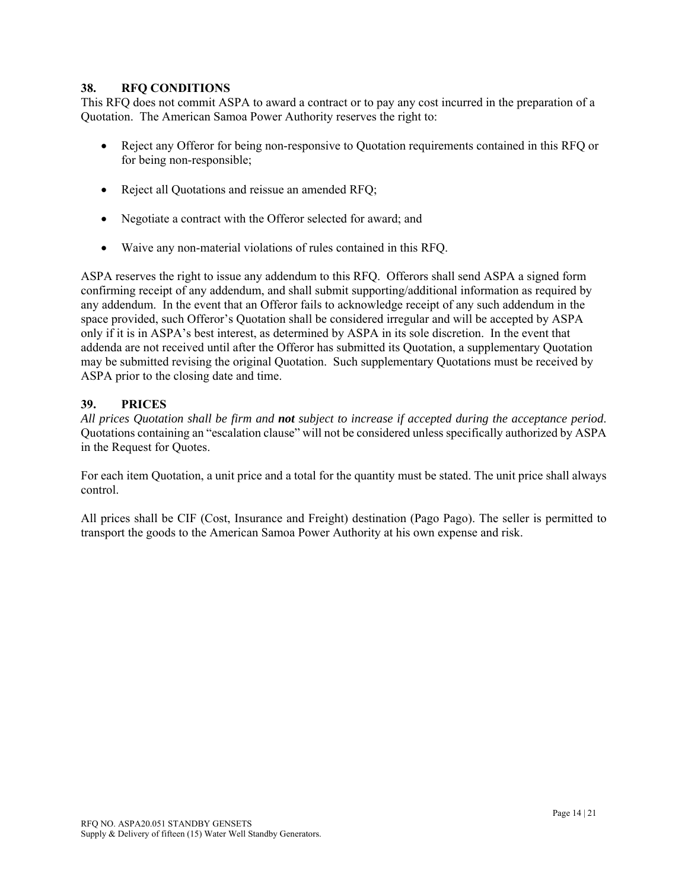## 38. RFQ CONDITIONS

This RFQ does not commit ASPA to award a contract or to pay any cost incurred in the preparation of a Quotation. The American Samoa Power Authority reserves the right to:

- Reject any Offeror for being non-responsive to Quotation requirements contained in this RFQ or for being non-responsible;
- Reject all Quotations and reissue an amended RFQ;
- Negotiate a contract with the Offeror selected for award; and
- Waive any non-material violations of rules contained in this RFQ.

ASPA reserves the right to issue any addendum to this RFQ. Offerors shall send ASPA a signed form confirming receipt of any addendum, and shall submit supporting/additional information as required by any addendum. In the event that an Offeror fails to acknowledge receipt of any such addendum in the space provided, such Offeror's Quotation shall be considered irregular and will be accepted by ASPA only if it is in ASPA's best interest, as determined by ASPA in its sole discretion. In the event that addenda are not received until after the Offeror has submitted its Quotation, a supplementary Quotation may be submitted revising the original Quotation. Such supplementary Quotations must be received by ASPA prior to the closing date and time.

## 39. PRICES

*All prices Quotation shall be firm and **not** subject to increase if accepted during the acceptance period.* Quotations containing an "escalation clause" will not be considered unless specifically authorized by ASPA in the Request for Quotes.

For each item Quotation, a unit price and a total for the quantity must be stated. The unit price shall always control.

All prices shall be CIF (Cost, Insurance and Freight) destination (Pago Pago). The seller is permitted to transport the goods to the American Samoa Power Authority at his own expense and risk.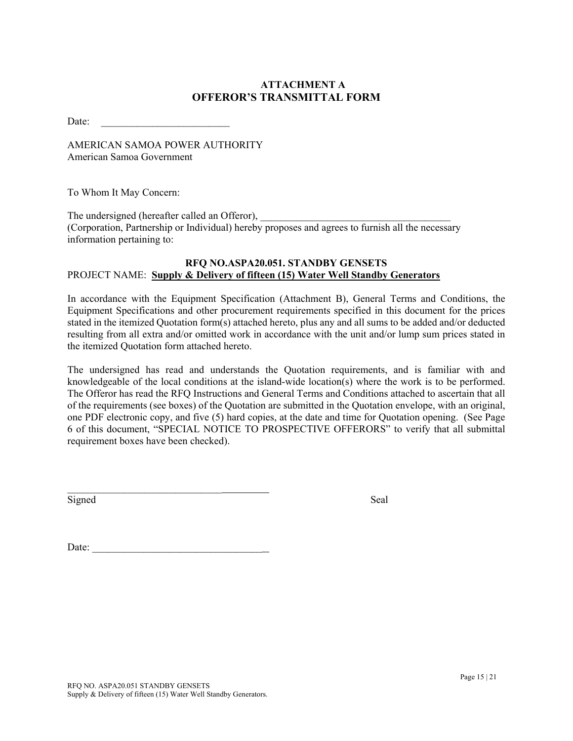## ATTACHMENT A
## OFFEROR'S TRANSMITTAL FORM

Date: ________________________

AMERICAN SAMOA POWER AUTHORITY
American Samoa Government

To Whom It May Concern:

The undersigned (hereafter called an Offeror), _____________________________________
(Corporation, Partnership or Individual) hereby proposes and agrees to furnish all the necessary information pertaining to:

**RFQ NO.ASPA20.051. STANDBY GENSETS**

PROJECT NAME: **Supply & Delivery of fifteen (15) Water Well Standby Generators**

In accordance with the Equipment Specification (Attachment B), General Terms and Conditions, the Equipment Specifications and other procurement requirements specified in this document for the prices stated in the itemized Quotation form(s) attached hereto, plus any and all sums to be added and/or deducted resulting from all extra and/or omitted work in accordance with the unit and/or lump sum prices stated in the itemized Quotation form attached hereto.

The undersigned has read and understands the Quotation requirements, and is familiar with and knowledgeable of the local conditions at the island-wide location(s) where the work is to be performed. The Offeror has read the RFQ Instructions and General Terms and Conditions attached to ascertain that all of the requirements (see boxes) of the Quotation are submitted in the Quotation envelope, with an original, one PDF electronic copy, and five (5) hard copies, at the date and time for Quotation opening. (See Page 6 of this document, "SPECIAL NOTICE TO PROSPECTIVE OFFERORS" to verify that all submittal requirement boxes have been checked).

________________________________________

Signed                                                                                    Seal

Date: _________________________________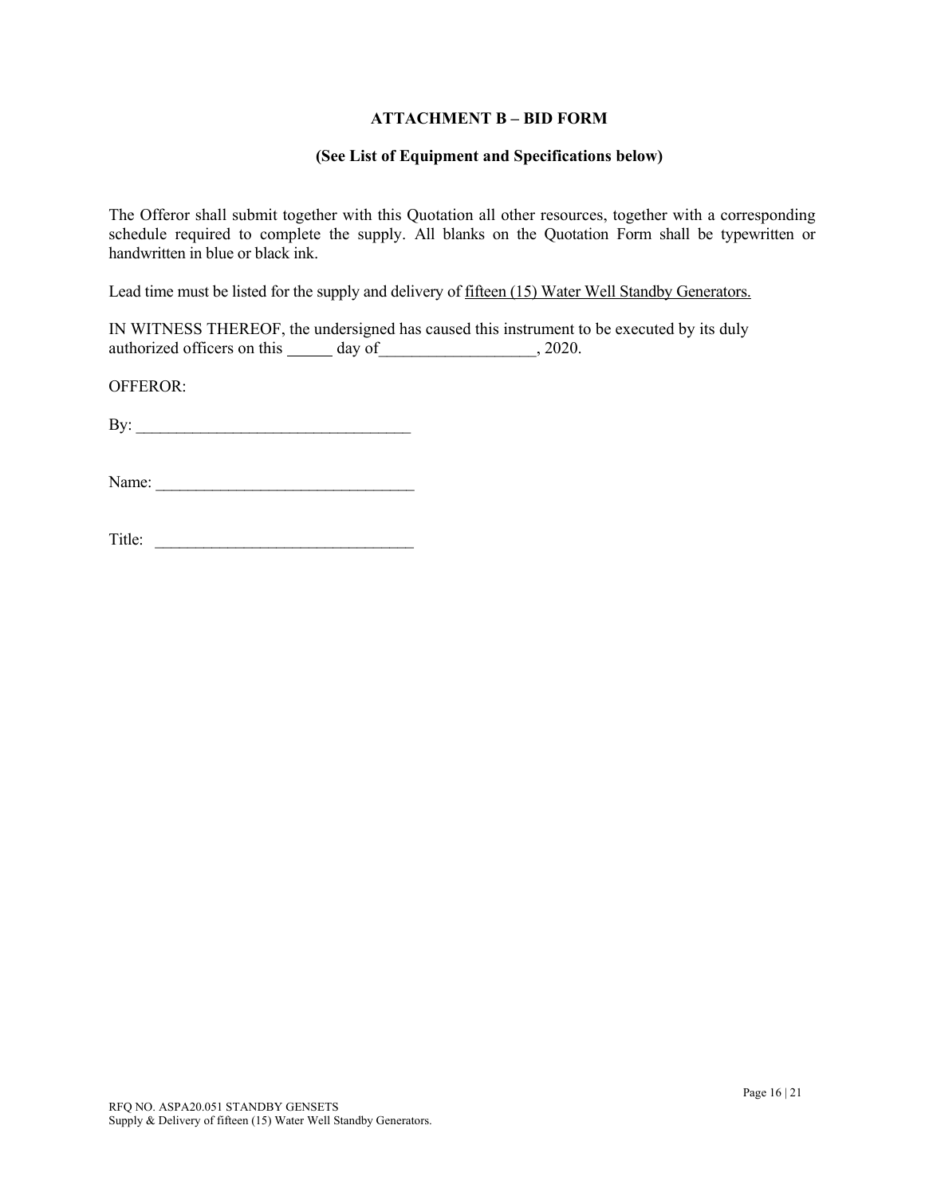## ATTACHMENT B – BID FORM

### (See List of Equipment and Specifications below)

The Offeror shall submit together with this Quotation all other resources, together with a corresponding schedule required to complete the supply. All blanks on the Quotation Form shall be typewritten or handwritten in blue or black ink.

Lead time must be listed for the supply and delivery of fifteen (15) Water Well Standby Generators.

IN WITNESS THEREOF, the undersigned has caused this instrument to be executed by its duly authorized officers on this _____ day of__________________, 2020.

OFFEROR:

By: _________________________________

Name: _______________________________

Title: _______________________________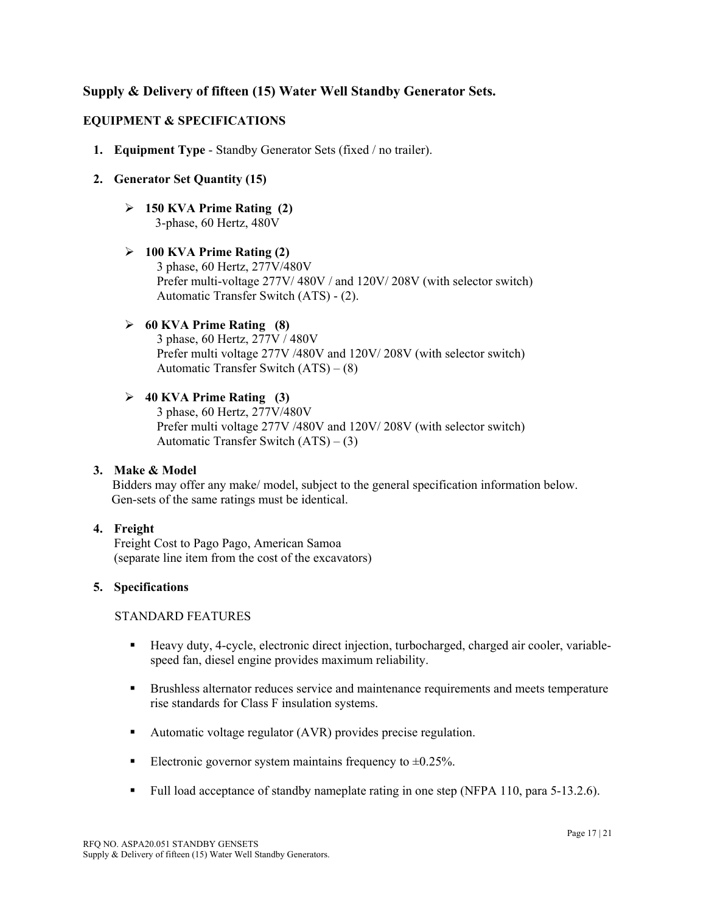## Supply & Delivery of fifteen (15) Water Well Standby Generator Sets.

### EQUIPMENT & SPECIFICATIONS

1. **Equipment Type** - Standby Generator Sets (fixed / no trailer).

2. **Generator Set Quantity (15)**

   - **150 KVA Prime Rating (2)**
     3-phase, 60 Hertz, 480V

   - **100 KVA Prime Rating (2)**
     3 phase, 60 Hertz, 277V/480V
     Prefer multi-voltage 277V/ 480V / and 120V/ 208V (with selector switch)
     Automatic Transfer Switch (ATS) - (2).

   - **60 KVA Prime Rating (8)**
     3 phase, 60 Hertz, 277V / 480V
     Prefer multi voltage 277V /480V and 120V/ 208V (with selector switch)
     Automatic Transfer Switch (ATS) – (8)

   - **40 KVA Prime Rating (3)**
     3 phase, 60 Hertz, 277V/480V
     Prefer multi voltage 277V /480V and 120V/ 208V (with selector switch)
     Automatic Transfer Switch (ATS) – (3)

3. **Make & Model**
   Bidders may offer any make/ model, subject to the general specification information below.
   Gen-sets of the same ratings must be identical.

4. **Freight**
   Freight Cost to Pago Pago, American Samoa
   (separate line item from the cost of the excavators)

5. **Specifications**

   STANDARD FEATURES

   - Heavy duty, 4-cycle, electronic direct injection, turbocharged, charged air cooler, variable-speed fan, diesel engine provides maximum reliability.
   - Brushless alternator reduces service and maintenance requirements and meets temperature rise standards for Class F insulation systems.
   - Automatic voltage regulator (AVR) provides precise regulation.
   - Electronic governor system maintains frequency to ±0.25%.
   - Full load acceptance of standby nameplate rating in one step (NFPA 110, para 5-13.2.6).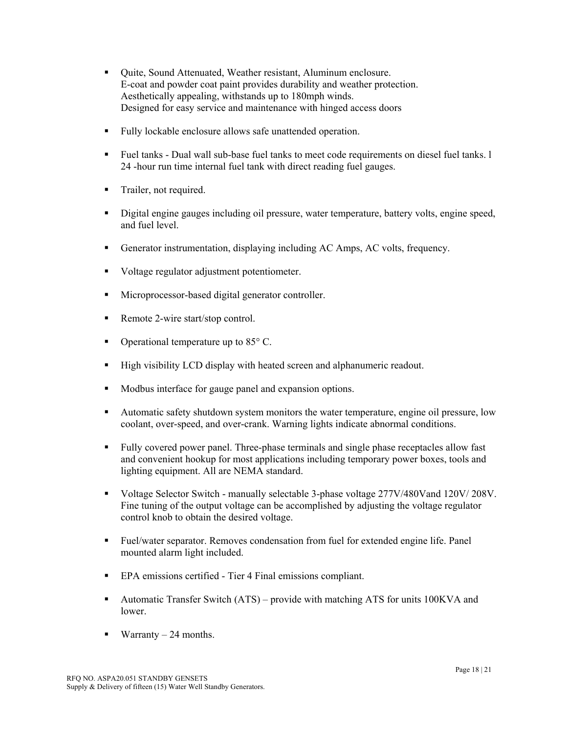- Quite, Sound Attenuated, Weather resistant, Aluminum enclosure.
  E-coat and powder coat paint provides durability and weather protection.
  Aesthetically appealing, withstands up to 180mph winds.
  Designed for easy service and maintenance with hinged access doors

- Fully lockable enclosure allows safe unattended operation.

- Fuel tanks - Dual wall sub-base fuel tanks to meet code requirements on diesel fuel tanks. l 24 -hour run time internal fuel tank with direct reading fuel gauges.

- Trailer, not required.

- Digital engine gauges including oil pressure, water temperature, battery volts, engine speed, and fuel level.

- Generator instrumentation, displaying including AC Amps, AC volts, frequency.

- Voltage regulator adjustment potentiometer.

- Microprocessor-based digital generator controller.

- Remote 2-wire start/stop control.

- Operational temperature up to 85° C.

- High visibility LCD display with heated screen and alphanumeric readout.

- Modbus interface for gauge panel and expansion options.

- Automatic safety shutdown system monitors the water temperature, engine oil pressure, low coolant, over-speed, and over-crank. Warning lights indicate abnormal conditions.

- Fully covered power panel. Three-phase terminals and single phase receptacles allow fast and convenient hookup for most applications including temporary power boxes, tools and lighting equipment. All are NEMA standard.

- Voltage Selector Switch - manually selectable 3-phase voltage 277V/480Vand 120V/ 208V. Fine tuning of the output voltage can be accomplished by adjusting the voltage regulator control knob to obtain the desired voltage.

- Fuel/water separator. Removes condensation from fuel for extended engine life. Panel mounted alarm light included.

- EPA emissions certified - Tier 4 Final emissions compliant.

- Automatic Transfer Switch (ATS) – provide with matching ATS for units 100KVA and lower.

- Warranty – 24 months.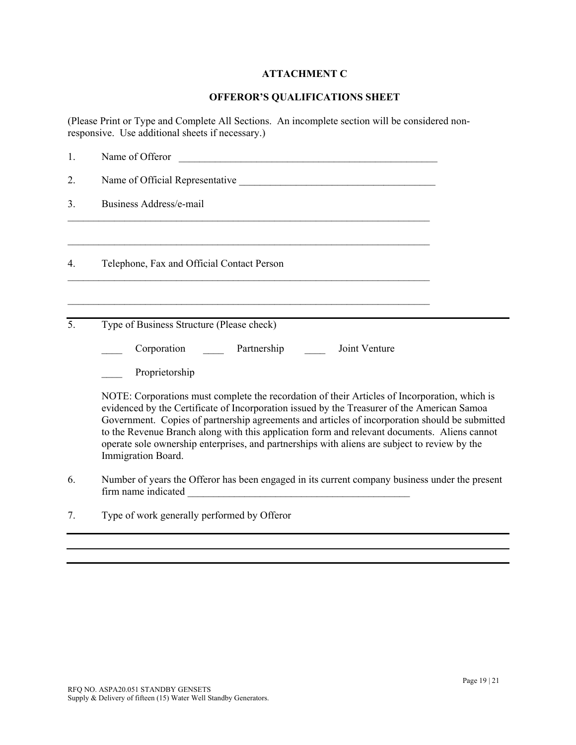**ATTACHMENT C**

**OFFEROR'S QUALIFICATIONS SHEET**

(Please Print or Type and Complete All Sections. An incomplete section will be considered non-responsive. Use additional sheets if necessary.)

1. Name of Offeror \_\_\_\_\_\_\_\_\_\_\_\_\_\_\_\_\_\_\_\_\_\_\_\_\_\_\_\_\_\_\_\_\_\_\_\_\_\_\_\_\_\_\_\_\_\_\_\_\_\_\_\_

2. Name of Official Representative \_\_\_\_\_\_\_\_\_\_\_\_\_\_\_\_\_\_\_\_\_\_\_\_\_\_\_\_\_\_\_\_\_\_\_\_\_\_\_\_

3. Business Address/e-mail

\_\_\_\_\_\_\_\_\_\_\_\_\_\_\_\_\_\_\_\_\_\_\_\_\_\_\_\_\_\_\_\_\_\_\_\_\_\_\_\_\_\_\_\_\_\_\_\_\_\_\_\_\_\_\_\_\_\_\_\_\_\_\_\_\_\_\_\_\_\_\_\_

\_\_\_\_\_\_\_\_\_\_\_\_\_\_\_\_\_\_\_\_\_\_\_\_\_\_\_\_\_\_\_\_\_\_\_\_\_\_\_\_\_\_\_\_\_\_\_\_\_\_\_\_\_\_\_\_\_\_\_\_\_\_\_\_\_\_\_\_\_\_\_\_

4. Telephone, Fax and Official Contact Person

\_\_\_\_\_\_\_\_\_\_\_\_\_\_\_\_\_\_\_\_\_\_\_\_\_\_\_\_\_\_\_\_\_\_\_\_\_\_\_\_\_\_\_\_\_\_\_\_\_\_\_\_\_\_\_\_\_\_\_\_\_\_\_\_\_\_\_\_\_\_\_\_

\_\_\_\_\_\_\_\_\_\_\_\_\_\_\_\_\_\_\_\_\_\_\_\_\_\_\_\_\_\_\_\_\_\_\_\_\_\_\_\_\_\_\_\_\_\_\_\_\_\_\_\_\_\_\_\_\_\_\_\_\_\_\_\_\_\_\_\_\_\_\_\_

---

5. Type of Business Structure (Please check)

   \_\_\_\_ Corporation    \_\_\_\_ Partnership    \_\_\_\_ Joint Venture

   \_\_\_\_ Proprietorship

   NOTE: Corporations must complete the recordation of their Articles of Incorporation, which is evidenced by the Certificate of Incorporation issued by the Treasurer of the American Samoa Government. Copies of partnership agreements and articles of incorporation should be submitted to the Revenue Branch along with this application form and relevant documents. Aliens cannot operate sole ownership enterprises, and partnerships with aliens are subject to review by the Immigration Board.

6. Number of years the Offeror has been engaged in its current company business under the present firm name indicated \_\_\_\_\_\_\_\_\_\_\_\_\_\_\_\_\_\_\_\_\_\_\_\_\_\_\_\_\_\_\_\_\_\_\_\_\_\_\_\_\_\_\_\_

7. Type of work generally performed by Offeror

\_\_\_\_\_\_\_\_\_\_\_\_\_\_\_\_\_\_\_\_\_\_\_\_\_\_\_\_\_\_\_\_\_\_\_\_\_\_\_\_\_\_\_\_\_\_\_\_\_\_\_\_\_\_\_\_\_\_\_\_\_\_\_\_\_\_\_\_\_\_\_\_

\_\_\_\_\_\_\_\_\_\_\_\_\_\_\_\_\_\_\_\_\_\_\_\_\_\_\_\_\_\_\_\_\_\_\_\_\_\_\_\_\_\_\_\_\_\_\_\_\_\_\_\_\_\_\_\_\_\_\_\_\_\_\_\_\_\_\_\_\_\_\_\_

\_\_\_\_\_\_\_\_\_\_\_\_\_\_\_\_\_\_\_\_\_\_\_\_\_\_\_\_\_\_\_\_\_\_\_\_\_\_\_\_\_\_\_\_\_\_\_\_\_\_\_\_\_\_\_\_\_\_\_\_\_\_\_\_\_\_\_\_\_\_\_\_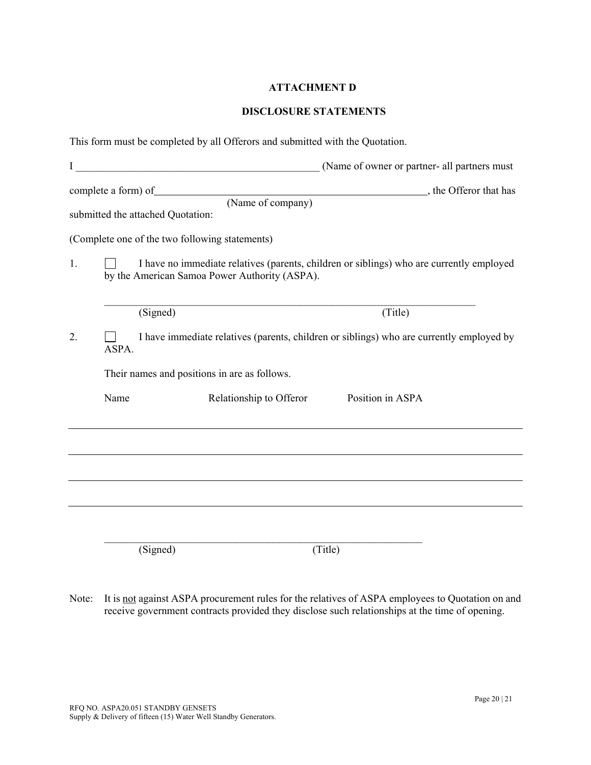## ATTACHMENT D

## DISCLOSURE STATEMENTS

This form must be completed by all Offerors and submitted with the Quotation.

I _______________________________________________ (Name of owner or partner- all partners must complete a form) of_____________________________________________________, the Offeror that has
(Name of company)
submitted the attached Quotation:

(Complete one of the two following statements)

1. ☐ I have no immediate relatives (parents, children or siblings) who are currently employed by the American Samoa Power Authority (ASPA).

_________________________________________________________________________
(Signed) (Title)

2. ☐ I have immediate relatives (parents, children or siblings) who are currently employed by ASPA.

Their names and positions in are as follows.

| Name | Relationship to Offeror | Position in ASPA |
| --- | --- | --- |
| | | |
| | | |
| | | |
| | | |

_______________________________________________________________
(Signed) (Title)

Note: It is not against ASPA procurement rules for the relatives of ASPA employees to Quotation on and receive government contracts provided they disclose such relationships at the time of opening.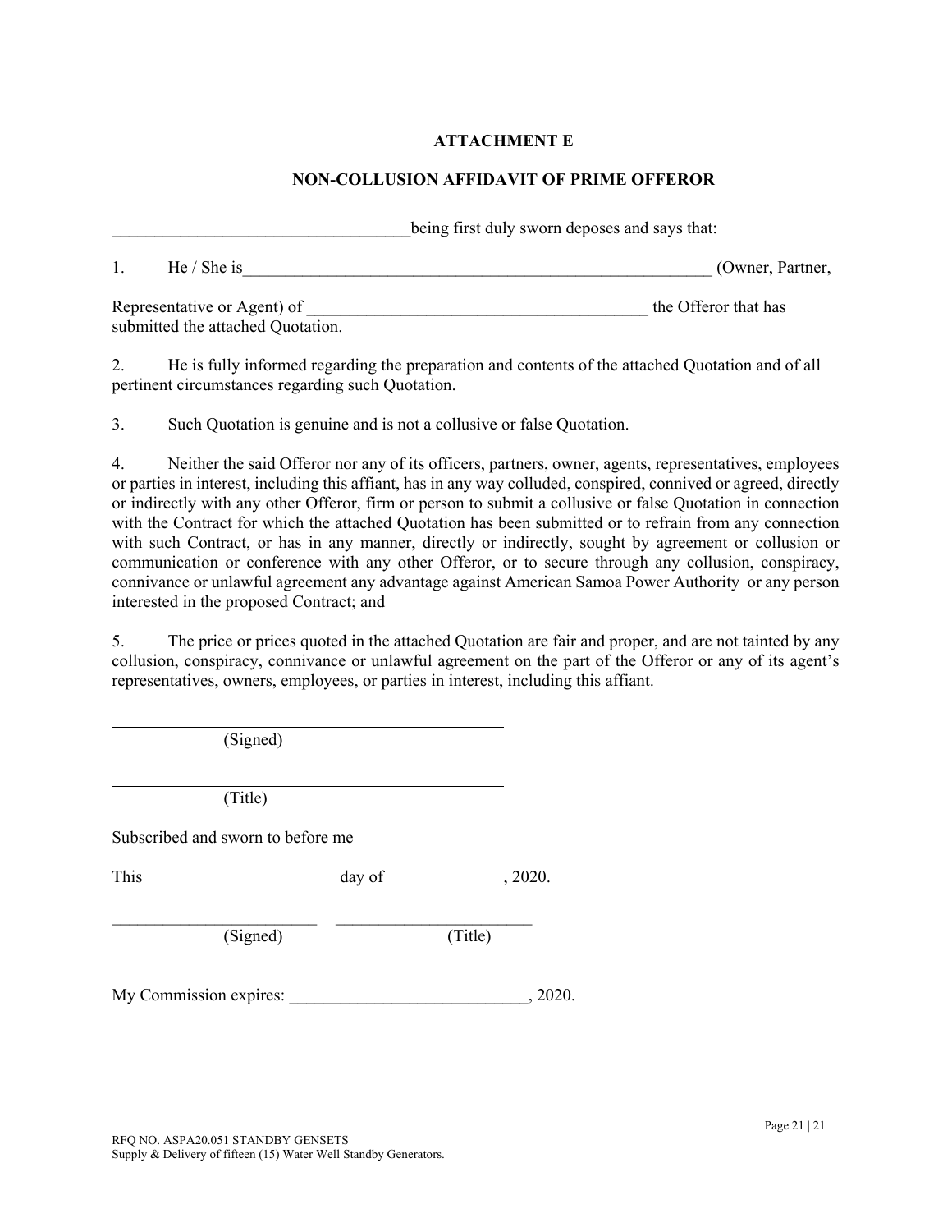**ATTACHMENT E**

**NON-COLLUSION AFFIDAVIT OF PRIME OFFEROR**

___________________________________being first duly sworn deposes and says that:

1. He / She is__________________________________________________________ (Owner, Partner, Representative or Agent) of ________________________________________ the Offeror that has submitted the attached Quotation.

2. He is fully informed regarding the preparation and contents of the attached Quotation and of all pertinent circumstances regarding such Quotation.

3. Such Quotation is genuine and is not a collusive or false Quotation.

4. Neither the said Offeror nor any of its officers, partners, owner, agents, representatives, employees or parties in interest, including this affiant, has in any way colluded, conspired, connived or agreed, directly or indirectly with any other Offeror, firm or person to submit a collusive or false Quotation in connection with the Contract for which the attached Quotation has been submitted or to refrain from any connection with such Contract, or has in any manner, directly or indirectly, sought by agreement or collusion or communication or conference with any other Offeror, or to secure through any collusion, conspiracy, connivance or unlawful agreement any advantage against American Samoa Power Authority or any person interested in the proposed Contract; and

5. The price or prices quoted in the attached Quotation are fair and proper, and are not tainted by any collusion, conspiracy, connivance or unlawful agreement on the part of the Offeror or any of its agent's representatives, owners, employees, or parties in interest, including this affiant.

_______________________________________________
(Signed)

_______________________________________________
(Title)

Subscribed and sworn to before me

This ______________________ day of _____________, 2020.

________________________ ______________________
(Signed) (Title)

My Commission expires: ____________________________, 2020.

RFQ NO. ASPA20.051 STANDBY GENSETS
Supply & Delivery of fifteen (15) Water Well Standby Generators.